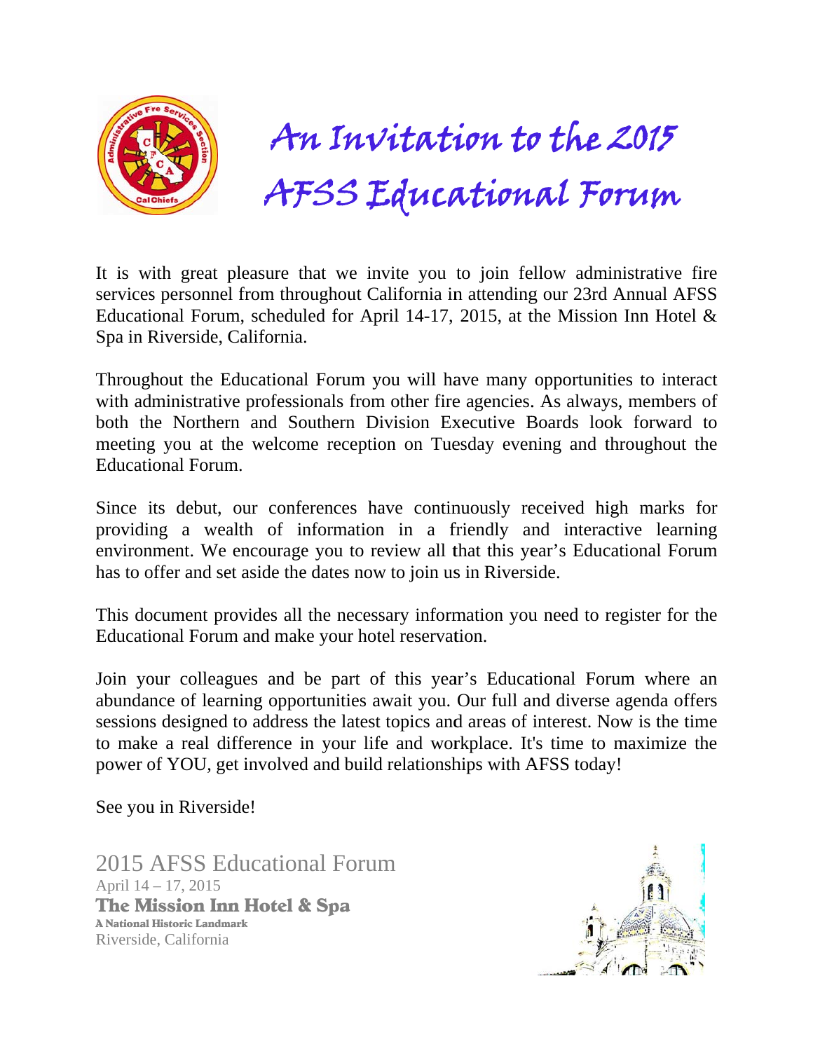# An Invitation to the 2015 AFSS Educational Forum

It is with great pleasure that we invite you to join fellow administrative fire services personnel from throughout California in attending our 23rd Annual AFSS Educational Forum, scheduled for April 14-17, 2015, at the Mission Inn Hotel & Spa in Riverside, California.

Throughout the Educational Forum you will have many opportunities to interact with administrative professionals from other fire agencies. As always, members of both the Northern and Southern Division Executive Boards look forward to meeting you at the welcome reception on Tuesday evening and throughout the Educational Forum.

Since its debut, our conferences have continuously received high marks for providing a wealth of information in a friendly and interactive learning environment. We encourage you to review all that this year's Educational Forum has to offer and set aside the dates now to join us in Riverside.

This document provides all the necessary information you need to register for the Educational Forum and make your hotel reservation.

Join your colleagues and be part of this year's Educational Forum where an abundance of learning opportunities await you. Our full and diverse agenda offers sessions designed to address the latest topics and areas of interest. Now is the time to make a real difference in your life and workplace. It's time to maximize the power of YOU, get involved and build relationships with AFSS today!

See you in Riverside!

2015 AFSS Educational Forum
April 14 – 17, 2015
**The Mission Inn Hotel & Spa**
**A National Historic Landmark**
Riverside, California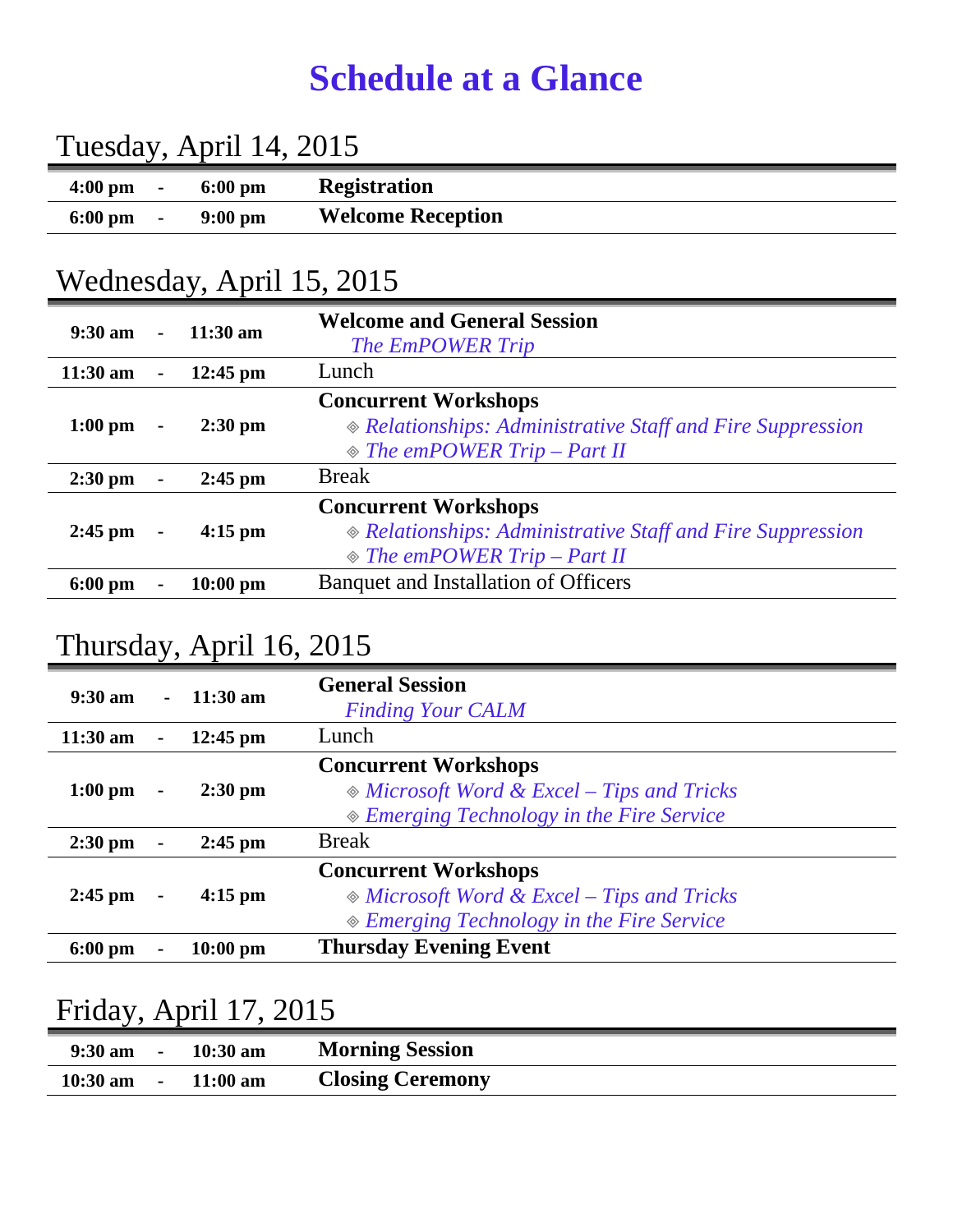# Schedule at a Glance

## Tuesday, April 14, 2015

| Start | | End | Event |
|---|---|---|---|
| **4:00 pm** | - | **6:00 pm** | **Registration** |
| **6:00 pm** | - | **9:00 pm** | **Welcome Reception** |

## Wednesday, April 15, 2015

| Start | | End | Event |
|---|---|---|---|
| **9:30 am** | - | **11:30 am** | **Welcome and General Session**<br>*The EmPOWER Trip* |
| **11:30 am** | - | **12:45 pm** | Lunch |
| **1:00 pm** | - | **2:30 pm** | **Concurrent Workshops**<br>◈ *Relationships: Administrative Staff and Fire Suppression*<br>◈ *The emPOWER Trip – Part II* |
| **2:30 pm** | - | **2:45 pm** | Break |
| **2:45 pm** | - | **4:15 pm** | **Concurrent Workshops**<br>◈ *Relationships: Administrative Staff and Fire Suppression*<br>◈ *The emPOWER Trip – Part II* |
| **6:00 pm** | - | **10:00 pm** | Banquet and Installation of Officers |

## Thursday, April 16, 2015

| Start | | End | Event |
|---|---|---|---|
| **9:30 am** | - | **11:30 am** | **General Session**<br>*Finding Your CALM* |
| **11:30 am** | - | **12:45 pm** | Lunch |
| **1:00 pm** | - | **2:30 pm** | **Concurrent Workshops**<br>◈ *Microsoft Word & Excel – Tips and Tricks*<br>◈ *Emerging Technology in the Fire Service* |
| **2:30 pm** | - | **2:45 pm** | Break |
| **2:45 pm** | - | **4:15 pm** | **Concurrent Workshops**<br>◈ *Microsoft Word & Excel – Tips and Tricks*<br>◈ *Emerging Technology in the Fire Service* |
| **6:00 pm** | - | **10:00 pm** | **Thursday Evening Event** |

## Friday, April 17, 2015

| Start | | End | Event |
|---|---|---|---|
| **9:30 am** | - | **10:30 am** | **Morning Session** |
| **10:30 am** | - | **11:00 am** | **Closing Ceremony** |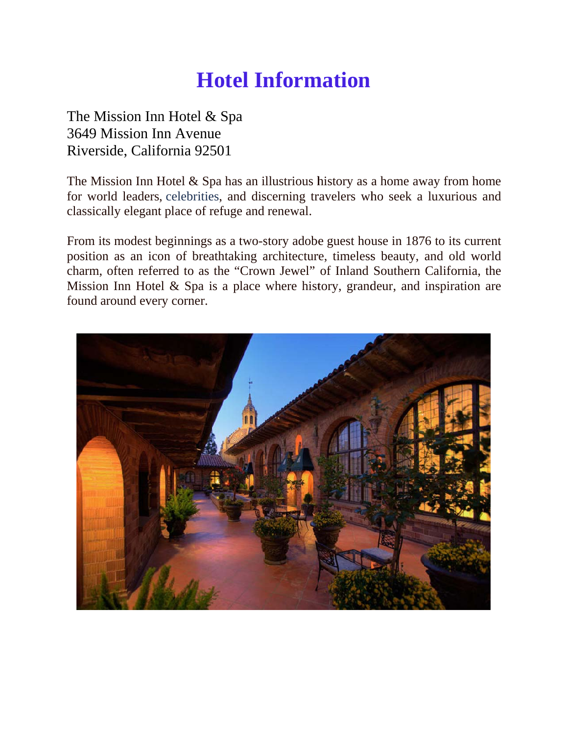# Hotel Information

The Mission Inn Hotel & Spa
3649 Mission Inn Avenue
Riverside, California 92501

The Mission Inn Hotel & Spa has an illustrious history as a home away from home for world leaders, celebrities, and discerning travelers who seek a luxurious and classically elegant place of refuge and renewal.

From its modest beginnings as a two-story adobe guest house in 1876 to its current position as an icon of breathtaking architecture, timeless beauty, and old world charm, often referred to as the "Crown Jewel" of Inland Southern California, the Mission Inn Hotel & Spa is a place where history, grandeur, and inspiration are found around every corner.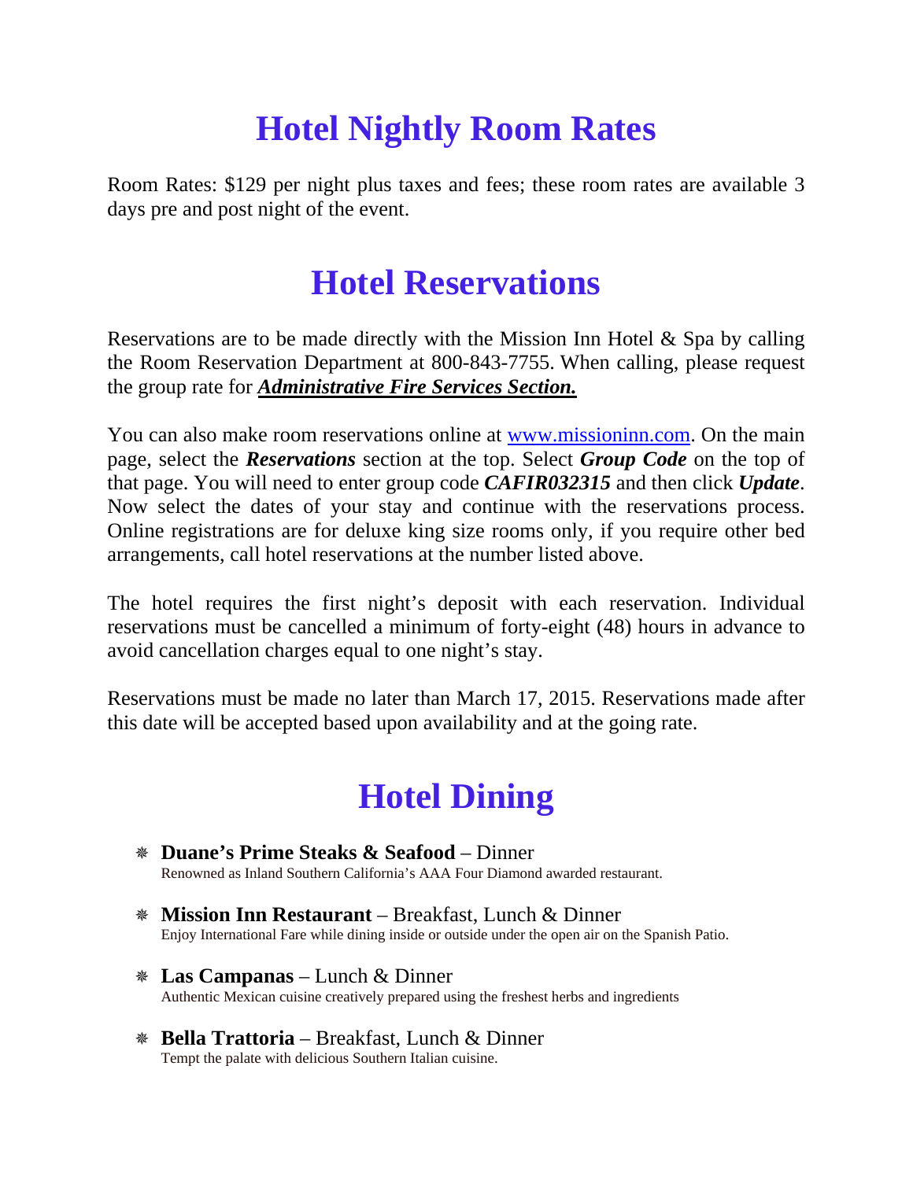# Hotel Nightly Room Rates

Room Rates: $129 per night plus taxes and fees; these room rates are available 3 days pre and post night of the event.

# Hotel Reservations

Reservations are to be made directly with the Mission Inn Hotel & Spa by calling the Room Reservation Department at 800-843-7755. When calling, please request the group rate for ***Administrative Fire Services Section.***

You can also make room reservations online at www.missioninn.com. On the main page, select the ***Reservations*** section at the top. Select ***Group Code*** on the top of that page. You will need to enter group code ***CAFIR032315*** and then click ***Update***. Now select the dates of your stay and continue with the reservations process. Online registrations are for deluxe king size rooms only, if you require other bed arrangements, call hotel reservations at the number listed above.

The hotel requires the first night's deposit with each reservation. Individual reservations must be cancelled a minimum of forty-eight (48) hours in advance to avoid cancellation charges equal to one night's stay.

Reservations must be made no later than March 17, 2015. Reservations made after this date will be accepted based upon availability and at the going rate.

# Hotel Dining

- **Duane's Prime Steaks & Seafood** – Dinner
  Renowned as Inland Southern California's AAA Four Diamond awarded restaurant.
- **Mission Inn Restaurant** – Breakfast, Lunch & Dinner
  Enjoy International Fare while dining inside or outside under the open air on the Spanish Patio.
- **Las Campanas** – Lunch & Dinner
  Authentic Mexican cuisine creatively prepared using the freshest herbs and ingredients
- **Bella Trattoria** – Breakfast, Lunch & Dinner
  Tempt the palate with delicious Southern Italian cuisine.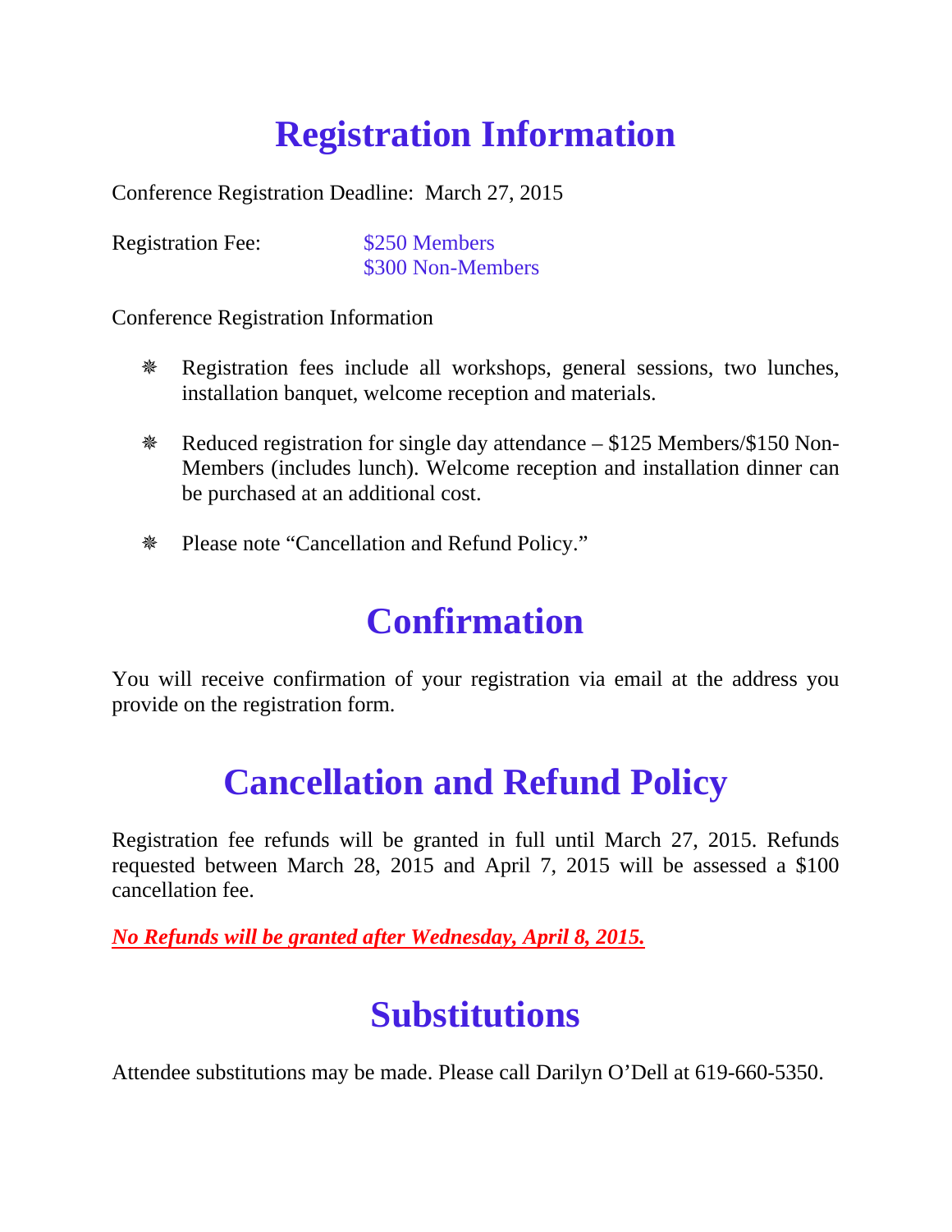# Registration Information

Conference Registration Deadline: March 27, 2015

Registration Fee: $250 Members
$300 Non-Members

Conference Registration Information

- Registration fees include all workshops, general sessions, two lunches, installation banquet, welcome reception and materials.
- Reduced registration for single day attendance – $125 Members/$150 Non-Members (includes lunch). Welcome reception and installation dinner can be purchased at an additional cost.
- Please note "Cancellation and Refund Policy."

# Confirmation

You will receive confirmation of your registration via email at the address you provide on the registration form.

# Cancellation and Refund Policy

Registration fee refunds will be granted in full until March 27, 2015. Refunds requested between March 28, 2015 and April 7, 2015 will be assessed a $100 cancellation fee.

***No Refunds will be granted after Wednesday, April 8, 2015.***

# Substitutions

Attendee substitutions may be made. Please call Darilyn O'Dell at 619-660-5350.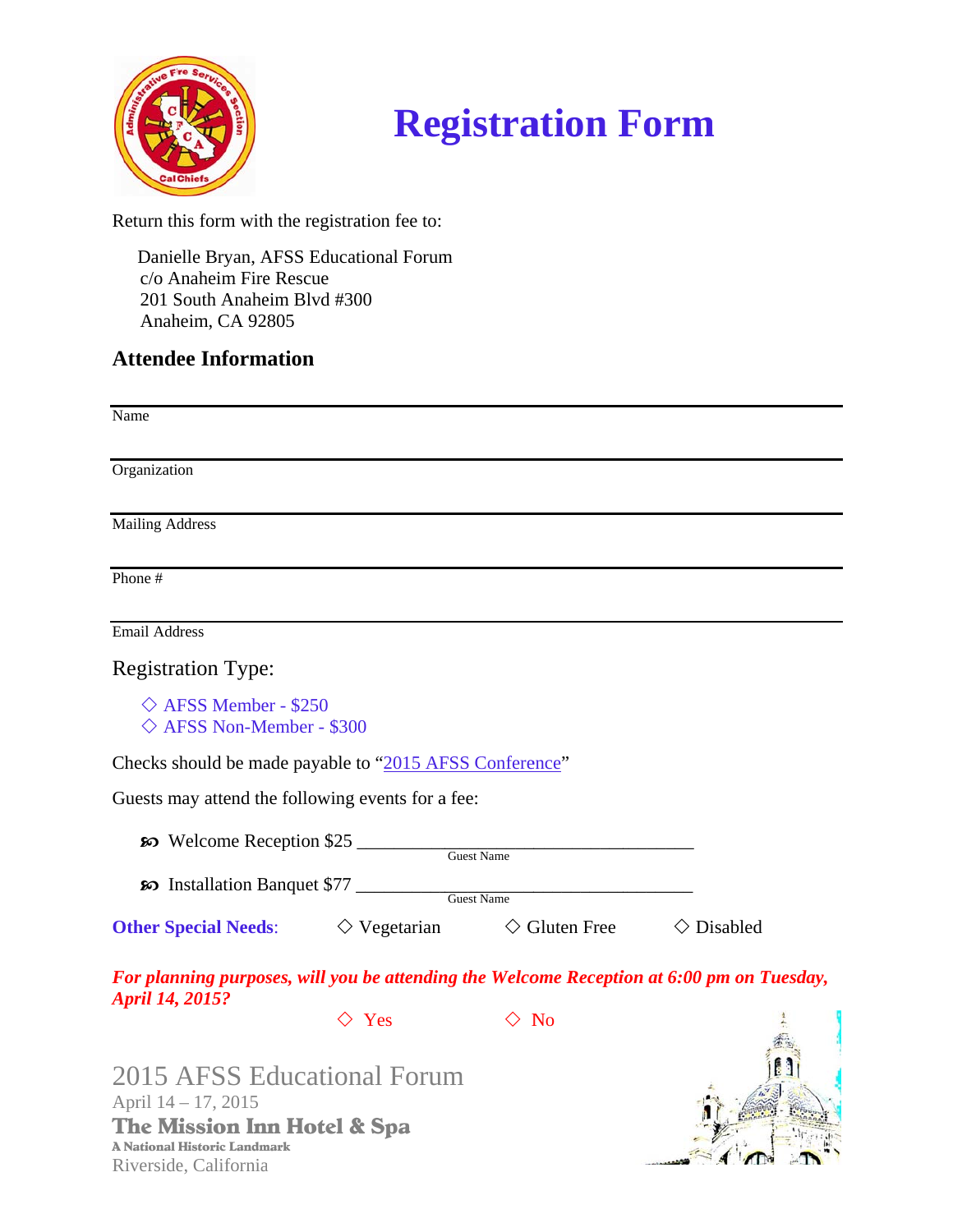# Registration Form

Return this form with the registration fee to:

Danielle Bryan, AFSS Educational Forum
c/o Anaheim Fire Rescue
201 South Anaheim Blvd #300
Anaheim, CA 92805

## Attendee Information

Name

Organization

Mailing Address

Phone #

Email Address

Registration Type:

◇ AFSS Member - $250
◇ AFSS Non-Member - $300

Checks should be made payable to "2015 AFSS Conference"

Guests may attend the following events for a fee:

- Welcome Reception $25 ____________________________________
  Guest Name
- Installation Banquet $77 ____________________________________
  Guest Name

**Other Special Needs**: ◇ Vegetarian ◇ Gluten Free ◇ Disabled

***For planning purposes, will you be attending the Welcome Reception at 6:00 pm on Tuesday, April 14, 2015?***

◇ Yes ◇ No

2015 AFSS Educational Forum
April 14 – 17, 2015
**The Mission Inn Hotel & Spa**
**A National Historic Landmark**
Riverside, California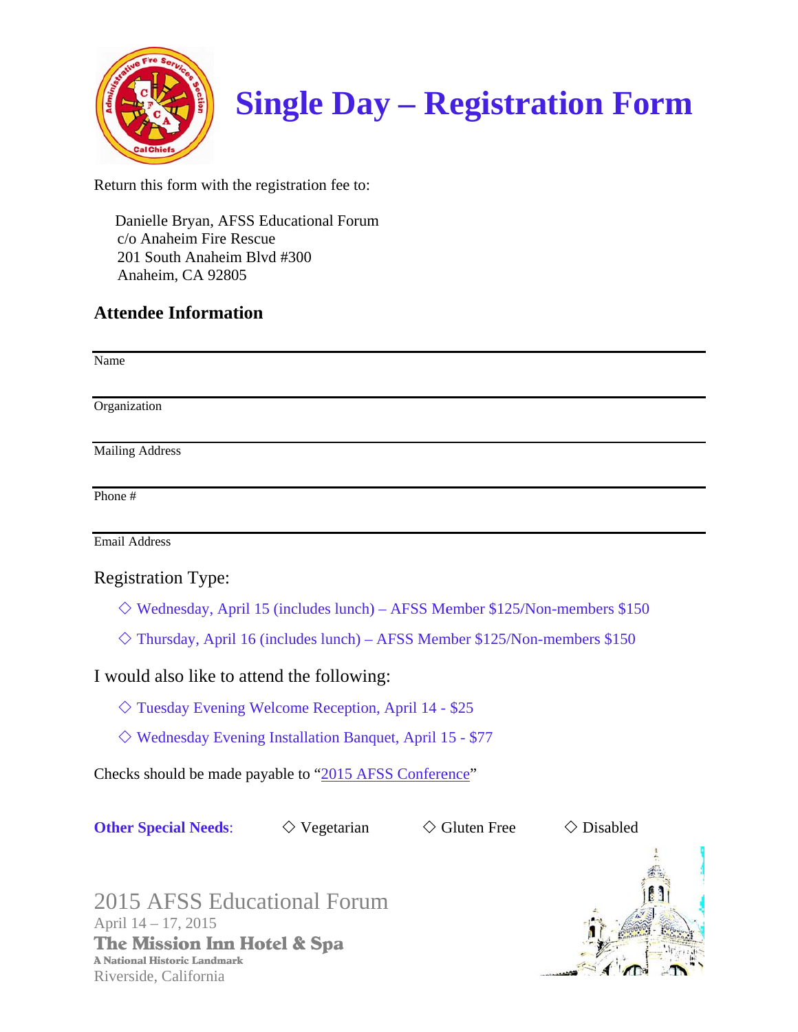# Single Day – Registration Form

Return this form with the registration fee to:

Danielle Bryan, AFSS Educational Forum
c/o Anaheim Fire Rescue
201 South Anaheim Blvd #300
Anaheim, CA 92805

## Attendee Information

Name

Organization

Mailing Address

Phone #

Email Address

Registration Type:

- ◇ Wednesday, April 15 (includes lunch) – AFSS Member $125/Non-members $150
- ◇ Thursday, April 16 (includes lunch) – AFSS Member $125/Non-members $150

I would also like to attend the following:

- ◇ Tuesday Evening Welcome Reception, April 14 - $25
- ◇ Wednesday Evening Installation Banquet, April 15 - $77

Checks should be made payable to "2015 AFSS Conference"

**Other Special Needs**: ◇ Vegetarian ◇ Gluten Free ◇ Disabled

2015 AFSS Educational Forum
April 14 – 17, 2015
**The Mission Inn Hotel & Spa**
**A National Historic Landmark**
Riverside, California